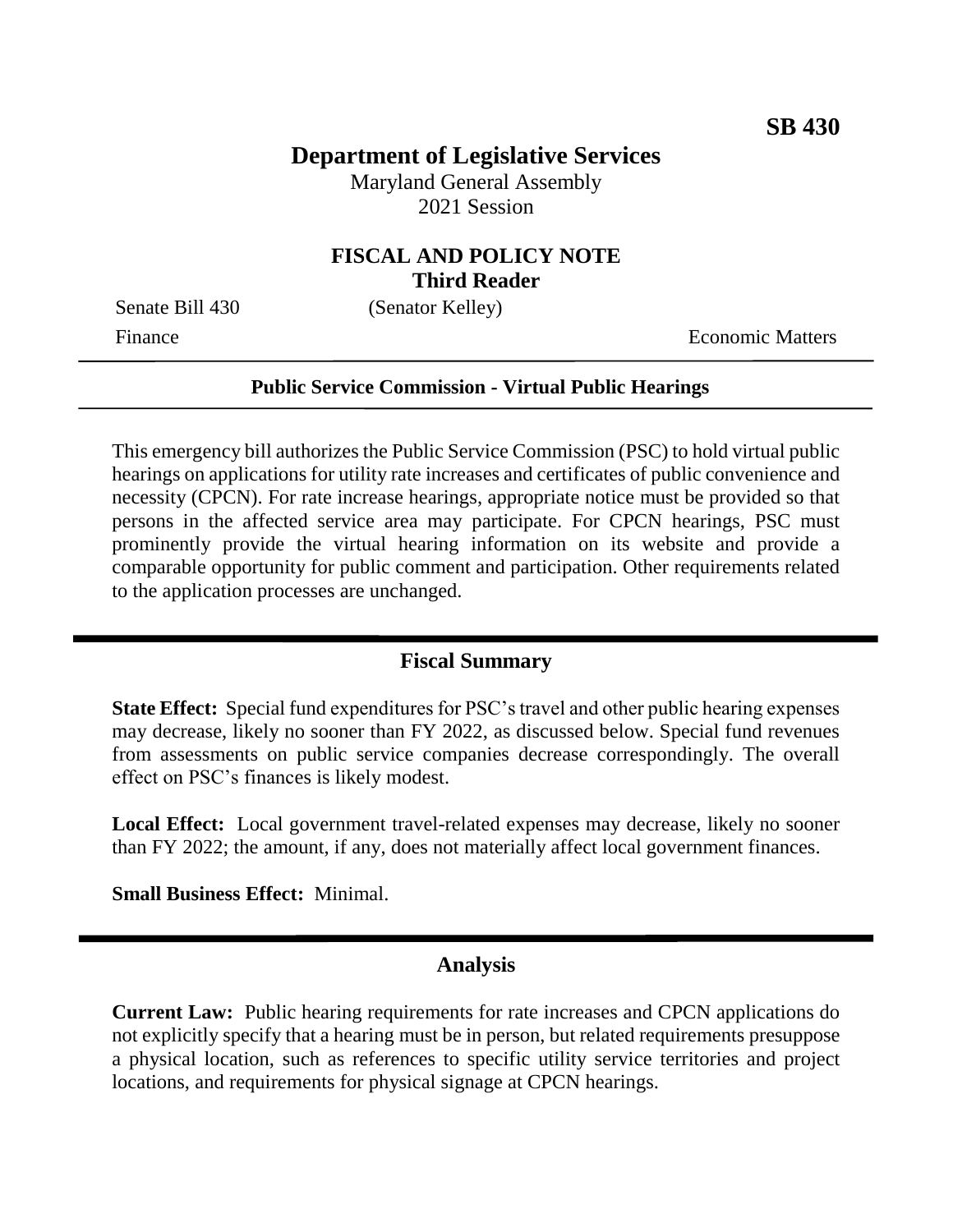**SB 430**

# Department of Legislative Services

Maryland General Assembly
2021 Session

## FISCAL AND POLICY NOTE
**Third Reader**

Senate Bill 430 (Senator Kelley)

Finance Economic Matters

**Public Service Commission - Virtual Public Hearings**

This emergency bill authorizes the Public Service Commission (PSC) to hold virtual public hearings on applications for utility rate increases and certificates of public convenience and necessity (CPCN). For rate increase hearings, appropriate notice must be provided so that persons in the affected service area may participate. For CPCN hearings, PSC must prominently provide the virtual hearing information on its website and provide a comparable opportunity for public comment and participation. Other requirements related to the application processes are unchanged.

## Fiscal Summary

**State Effect:** Special fund expenditures for PSC's travel and other public hearing expenses may decrease, likely no sooner than FY 2022, as discussed below. Special fund revenues from assessments on public service companies decrease correspondingly. The overall effect on PSC's finances is likely modest.

**Local Effect:** Local government travel-related expenses may decrease, likely no sooner than FY 2022; the amount, if any, does not materially affect local government finances.

**Small Business Effect:** Minimal.

## Analysis

**Current Law:** Public hearing requirements for rate increases and CPCN applications do not explicitly specify that a hearing must be in person, but related requirements presuppose a physical location, such as references to specific utility service territories and project locations, and requirements for physical signage at CPCN hearings.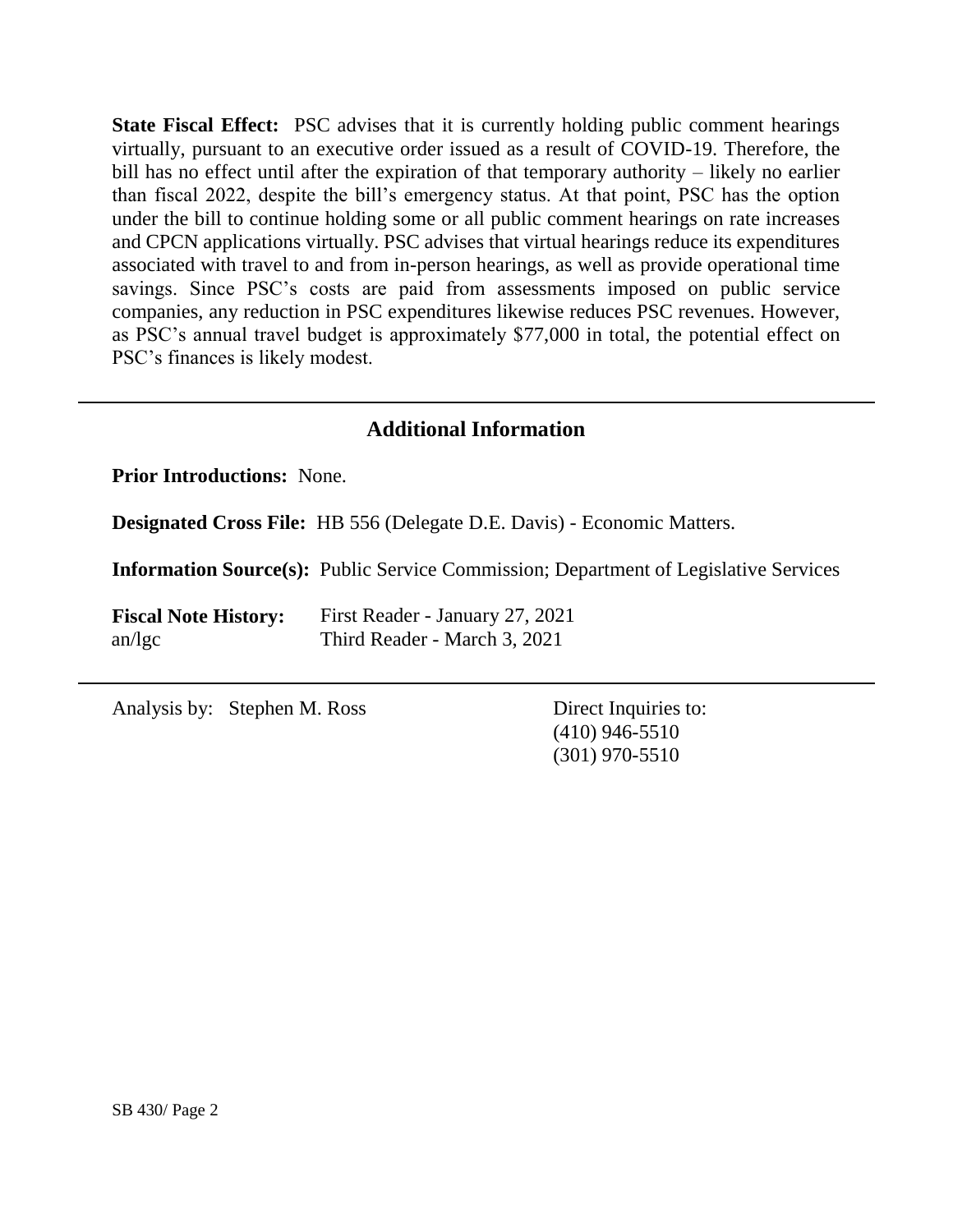**State Fiscal Effect:** PSC advises that it is currently holding public comment hearings virtually, pursuant to an executive order issued as a result of COVID-19. Therefore, the bill has no effect until after the expiration of that temporary authority – likely no earlier than fiscal 2022, despite the bill's emergency status. At that point, PSC has the option under the bill to continue holding some or all public comment hearings on rate increases and CPCN applications virtually. PSC advises that virtual hearings reduce its expenditures associated with travel to and from in-person hearings, as well as provide operational time savings. Since PSC's costs are paid from assessments imposed on public service companies, any reduction in PSC expenditures likewise reduces PSC revenues. However, as PSC's annual travel budget is approximately $77,000 in total, the potential effect on PSC's finances is likely modest.

---

## Additional Information

**Prior Introductions:** None.

**Designated Cross File:** HB 556 (Delegate D.E. Davis) - Economic Matters.

**Information Source(s):** Public Service Commission; Department of Legislative Services

**Fiscal Note History:** First Reader - January 27, 2021
an/lgc Third Reader - March 3, 2021

---

Analysis by: Stephen M. Ross

Direct Inquiries to:
(410) 946-5510
(301) 970-5510